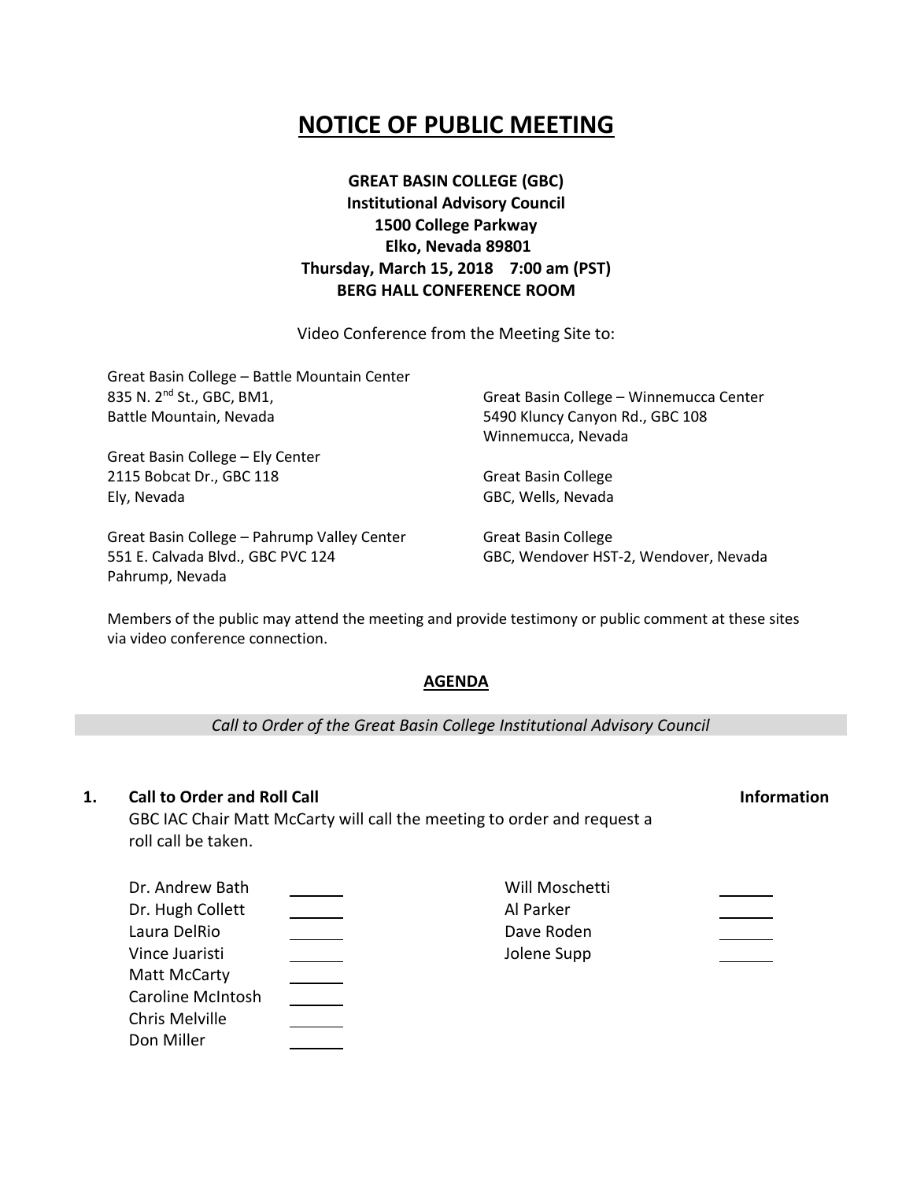# NOTICE OF PUBLIC MEETING

**GREAT BASIN COLLEGE (GBC)**
**Institutional Advisory Council**
**1500 College Parkway**
**Elko, Nevada 89801**
**Thursday, March 15, 2018 7:00 am (PST)**
**BERG HALL CONFERENCE ROOM**

Video Conference from the Meeting Site to:

Great Basin College – Battle Mountain Center
835 N. 2nd St., GBC, BM1,
Battle Mountain, Nevada

Great Basin College – Ely Center
2115 Bobcat Dr., GBC 118
Ely, Nevada

Great Basin College – Pahrump Valley Center
551 E. Calvada Blvd., GBC PVC 124
Pahrump, Nevada

Great Basin College – Winnemucca Center
5490 Kluncy Canyon Rd., GBC 108
Winnemucca, Nevada

Great Basin College
GBC, Wells, Nevada

Great Basin College
GBC, Wendover HST-2, Wendover, Nevada

Members of the public may attend the meeting and provide testimony or public comment at these sites via video conference connection.

## AGENDA

*Call to Order of the Great Basin College Institutional Advisory Council*

**1. Call to Order and Roll Call** **Information**

GBC IAC Chair Matt McCarty will call the meeting to order and request a roll call be taken.

| | | | |
|---|---|---|---|
| Dr. Andrew Bath | ______ | Will Moschetti | ______ |
| Dr. Hugh Collett | ______ | Al Parker | ______ |
| Laura DelRio | ______ | Dave Roden | ______ |
| Vince Juaristi | ______ | Jolene Supp | ______ |
| Matt McCarty | ______ | | |
| Caroline McIntosh | ______ | | |
| Chris Melville | ______ | | |
| Don Miller | ______ | | |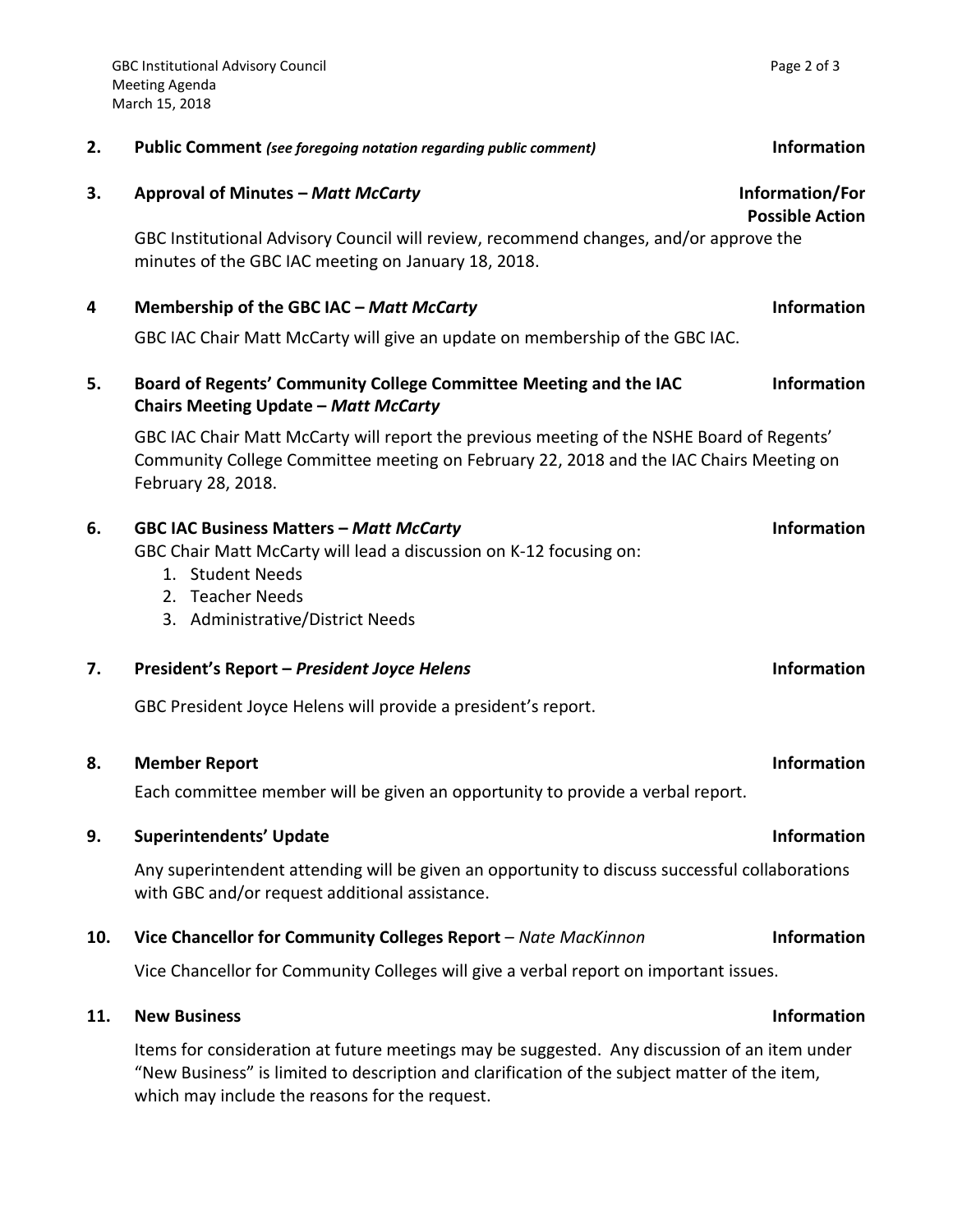**2. Public Comment** *(see foregoing notation regarding public comment)* **Information**

**3. Approval of Minutes – *Matt McCarty*** **Information/For Possible Action**

GBC Institutional Advisory Council will review, recommend changes, and/or approve the minutes of the GBC IAC meeting on January 18, 2018.

**4 Membership of the GBC IAC – *Matt McCarty*** **Information**

GBC IAC Chair Matt McCarty will give an update on membership of the GBC IAC.

**5. Board of Regents' Community College Committee Meeting and the IAC Chairs Meeting Update – *Matt McCarty*** **Information**

GBC IAC Chair Matt McCarty will report the previous meeting of the NSHE Board of Regents' Community College Committee meeting on February 22, 2018 and the IAC Chairs Meeting on February 28, 2018.

**6. GBC IAC Business Matters – *Matt McCarty*** **Information**

GBC Chair Matt McCarty will lead a discussion on K-12 focusing on:

1. Student Needs
2. Teacher Needs
3. Administrative/District Needs

**7. President's Report – *President Joyce Helens*** **Information**

GBC President Joyce Helens will provide a president's report.

**8. Member Report** **Information**

Each committee member will be given an opportunity to provide a verbal report.

**9. Superintendents' Update** **Information**

Any superintendent attending will be given an opportunity to discuss successful collaborations with GBC and/or request additional assistance.

**10. Vice Chancellor for Community Colleges Report** – *Nate MacKinnon* **Information**

Vice Chancellor for Community Colleges will give a verbal report on important issues.

**11. New Business** **Information**

Items for consideration at future meetings may be suggested. Any discussion of an item under "New Business" is limited to description and clarification of the subject matter of the item, which may include the reasons for the request.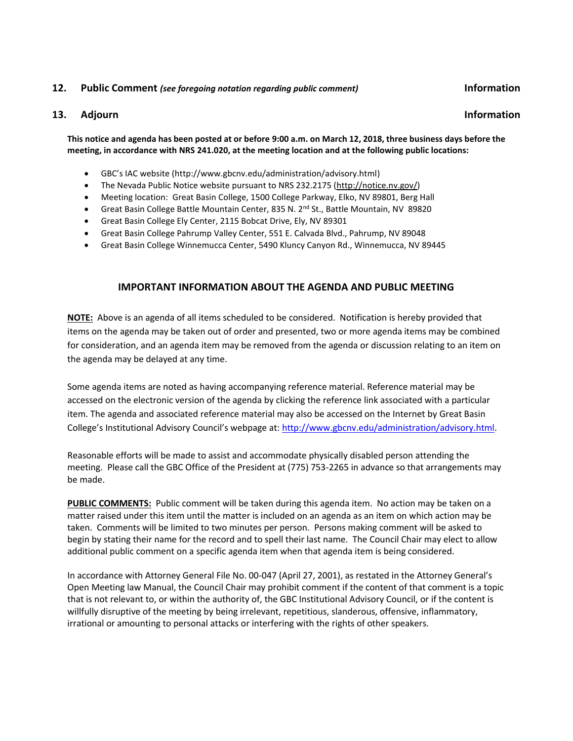**12. Public Comment** ***(see foregoing notation regarding public comment)*** **Information**

**13. Adjourn** **Information**

**This notice and agenda has been posted at or before 9:00 a.m. on March 12, 2018, three business days before the meeting, in accordance with NRS 241.020, at the meeting location and at the following public locations:**

- GBC's IAC website (http://www.gbcnv.edu/administration/advisory.html)
- The Nevada Public Notice website pursuant to NRS 232.2175 (http://notice.nv.gov/)
- Meeting location: Great Basin College, 1500 College Parkway, Elko, NV 89801, Berg Hall
- Great Basin College Battle Mountain Center, 835 N. 2nd St., Battle Mountain, NV 89820
- Great Basin College Ely Center, 2115 Bobcat Drive, Ely, NV 89301
- Great Basin College Pahrump Valley Center, 551 E. Calvada Blvd., Pahrump, NV 89048
- Great Basin College Winnemucca Center, 5490 Kluncy Canyon Rd., Winnemucca, NV 89445

## IMPORTANT INFORMATION ABOUT THE AGENDA AND PUBLIC MEETING

**NOTE:** Above is an agenda of all items scheduled to be considered. Notification is hereby provided that items on the agenda may be taken out of order and presented, two or more agenda items may be combined for consideration, and an agenda item may be removed from the agenda or discussion relating to an item on the agenda may be delayed at any time.

Some agenda items are noted as having accompanying reference material. Reference material may be accessed on the electronic version of the agenda by clicking the reference link associated with a particular item. The agenda and associated reference material may also be accessed on the Internet by Great Basin College's Institutional Advisory Council's webpage at: http://www.gbcnv.edu/administration/advisory.html.

Reasonable efforts will be made to assist and accommodate physically disabled person attending the meeting. Please call the GBC Office of the President at (775) 753-2265 in advance so that arrangements may be made.

**PUBLIC COMMENTS:** Public comment will be taken during this agenda item. No action may be taken on a matter raised under this item until the matter is included on an agenda as an item on which action may be taken. Comments will be limited to two minutes per person. Persons making comment will be asked to begin by stating their name for the record and to spell their last name. The Council Chair may elect to allow additional public comment on a specific agenda item when that agenda item is being considered.

In accordance with Attorney General File No. 00-047 (April 27, 2001), as restated in the Attorney General's Open Meeting law Manual, the Council Chair may prohibit comment if the content of that comment is a topic that is not relevant to, or within the authority of, the GBC Institutional Advisory Council, or if the content is willfully disruptive of the meeting by being irrelevant, repetitious, slanderous, offensive, inflammatory, irrational or amounting to personal attacks or interfering with the rights of other speakers.